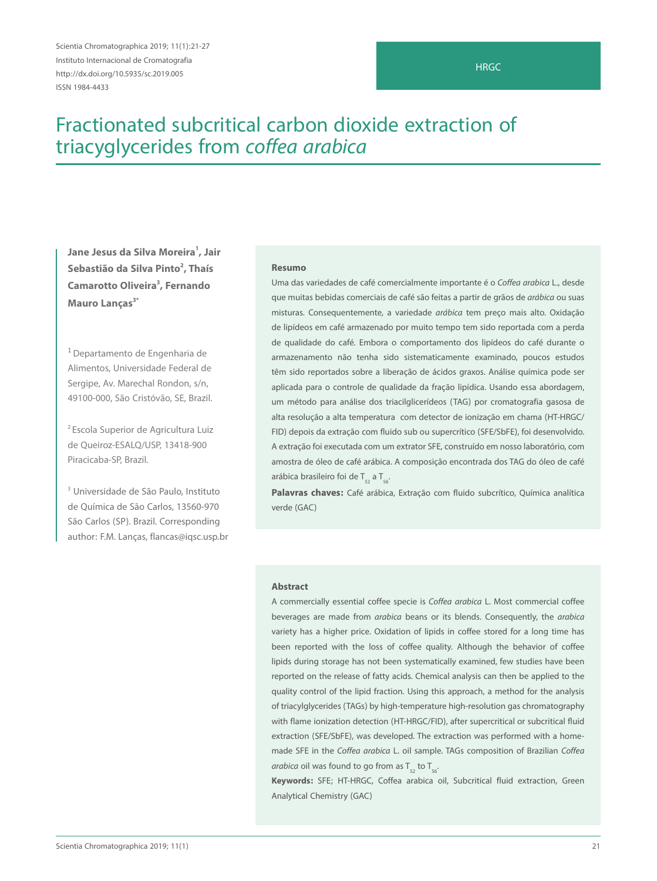Scientia Chromatographica 2019; 11(1):21-27
Instituto Internacional de Cromatografia
http://dx.doi.org/10.5935/sc.2019.005
ISSN 1984-4433

HRGC

# Fractionated subcritical carbon dioxide extraction of triacyglycerides from *coffea arabica*

**Jane Jesus da Silva Moreira[1], Jair Sebastião da Silva Pinto[2], Thaís Camarotto Oliveira[3], Fernando Mauro Lanças[3*]**

[1] Departamento de Engenharia de Alimentos, Universidade Federal de Sergipe, Av. Marechal Rondon, s/n, 49100-000, São Cristóvão, SE, Brazil.

[2] Escola Superior de Agricultura Luiz de Queiroz-ESALQ/USP, 13418-900 Piracicaba-SP, Brazil.

[3] Universidade de São Paulo, Instituto de Química de São Carlos, 13560-970 São Carlos (SP). Brazil. Corresponding author: F.M. Lanças, flancas@iqsc.usp.br

### Resumo

Uma das variedades de café comercialmente importante é o *Coffea arabica* L., desde que muitas bebidas comerciais de café são feitas a partir de grãos de *arábica* ou suas misturas. Consequentemente, a variedade *arábica* tem preço mais alto. Oxidação de lipídeos em café armazenado por muito tempo tem sido reportada com a perda de qualidade do café. Embora o comportamento dos lipídeos do café durante o armazenamento não tenha sido sistematicamente examinado, poucos estudos têm sido reportados sobre a liberação de ácidos graxos. Análise química pode ser aplicada para o controle de qualidade da fração lipídica. Usando essa abordagem, um método para análise dos triacilglicerídeos (TAG) por cromatografia gasosa de alta resolução a alta temperatura com detector de ionização em chama (HT-HRGC/FID) depois da extração com fluido sub ou supercrítico (SFE/SbFE), foi desenvolvido. A extração foi executada com um extrator SFE, construído em nosso laboratório, com amostra de óleo de café arábica. A composição encontrada dos TAG do óleo de café arábica brasileiro foi de $T_{52}$ a $T_{56}$.

**Palavras chaves:** Café arábica, Extração com fluido subcrítico, Química analítica verde (GAC)

### Abstract

A commercially essential coffee specie is *Coffea arabica* L. Most commercial coffee beverages are made from *arabica* beans or its blends. Consequently, the *arabica* variety has a higher price. Oxidation of lipids in coffee stored for a long time has been reported with the loss of coffee quality. Although the behavior of coffee lipids during storage has not been systematically examined, few studies have been reported on the release of fatty acids. Chemical analysis can then be applied to the quality control of the lipid fraction. Using this approach, a method for the analysis of triacylglycerides (TAGs) by high-temperature high-resolution gas chromatography with flame ionization detection (HT-HRGC/FID), after supercritical or subcritical fluid extraction (SFE/SbFE), was developed. The extraction was performed with a home-made SFE in the *Coffea arabica* L. oil sample. TAGs composition of Brazilian *Coffea arabica* oil was found to go from as $T_{52}$ to $T_{56}$.

**Keywords:** SFE; HT-HRGC, Coffea arabica oil, Subcritical fluid extraction, Green Analytical Chemistry (GAC)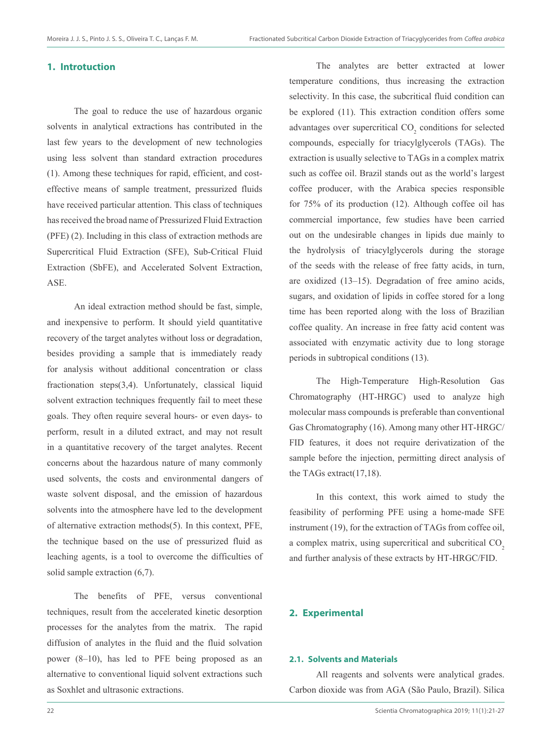## 1. Introtuction

The goal to reduce the use of hazardous organic solvents in analytical extractions has contributed in the last few years to the development of new technologies using less solvent than standard extraction procedures (1). Among these techniques for rapid, efficient, and cost-effective means of sample treatment, pressurized fluids have received particular attention. This class of techniques has received the broad name of Pressurized Fluid Extraction (PFE) (2). Including in this class of extraction methods are Supercritical Fluid Extraction (SFE), Sub-Critical Fluid Extraction (SbFE), and Accelerated Solvent Extraction, ASE.

An ideal extraction method should be fast, simple, and inexpensive to perform. It should yield quantitative recovery of the target analytes without loss or degradation, besides providing a sample that is immediately ready for analysis without additional concentration or class fractionation steps(3,4). Unfortunately, classical liquid solvent extraction techniques frequently fail to meet these goals. They often require several hours- or even days- to perform, result in a diluted extract, and may not result in a quantitative recovery of the target analytes. Recent concerns about the hazardous nature of many commonly used solvents, the costs and environmental dangers of waste solvent disposal, and the emission of hazardous solvents into the atmosphere have led to the development of alternative extraction methods(5). In this context, PFE, the technique based on the use of pressurized fluid as leaching agents, is a tool to overcome the difficulties of solid sample extraction (6,7).

The benefits of PFE, versus conventional techniques, result from the accelerated kinetic desorption processes for the analytes from the matrix. The rapid diffusion of analytes in the fluid and the fluid solvation power (8–10), has led to PFE being proposed as an alternative to conventional liquid solvent extractions such as Soxhlet and ultrasonic extractions.

The analytes are better extracted at lower temperature conditions, thus increasing the extraction selectivity. In this case, the subcritical fluid condition can be explored (11). This extraction condition offers some advantages over supercritical $CO_2$ conditions for selected compounds, especially for triacylglycerols (TAGs). The extraction is usually selective to TAGs in a complex matrix such as coffee oil. Brazil stands out as the world's largest coffee producer, with the Arabica species responsible for 75% of its production (12). Although coffee oil has commercial importance, few studies have been carried out on the undesirable changes in lipids due mainly to the hydrolysis of triacylglycerols during the storage of the seeds with the release of free fatty acids, in turn, are oxidized (13–15). Degradation of free amino acids, sugars, and oxidation of lipids in coffee stored for a long time has been reported along with the loss of Brazilian coffee quality. An increase in free fatty acid content was associated with enzymatic activity due to long storage periods in subtropical conditions (13).

The High-Temperature High-Resolution Gas Chromatography (HT-HRGC) used to analyze high molecular mass compounds is preferable than conventional Gas Chromatography (16). Among many other HT-HRGC/FID features, it does not require derivatization of the sample before the injection, permitting direct analysis of the TAGs extract(17,18).

In this context, this work aimed to study the feasibility of performing PFE using a home-made SFE instrument (19), for the extraction of TAGs from coffee oil, a complex matrix, using supercritical and subcritical $CO_2$ and further analysis of these extracts by HT-HRGC/FID.

## 2. Experimental

### 2.1. Solvents and Materials

All reagents and solvents were analytical grades. Carbon dioxide was from AGA (São Paulo, Brazil). Silica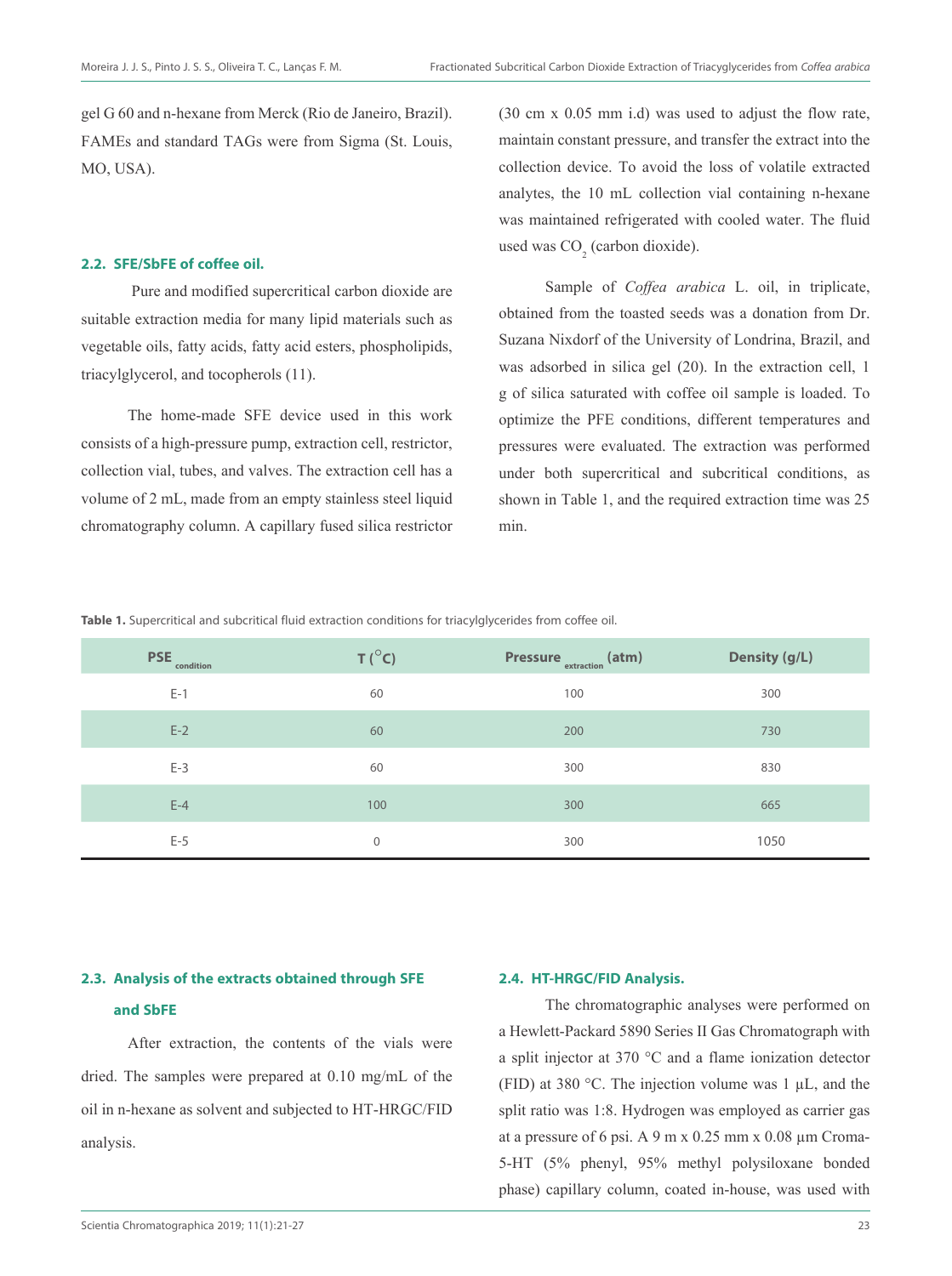gel G 60 and n-hexane from Merck (Rio de Janeiro, Brazil). FAMEs and standard TAGs were from Sigma (St. Louis, MO, USA).

### 2.2. SFE/SbFE of coffee oil.

Pure and modified supercritical carbon dioxide are suitable extraction media for many lipid materials such as vegetable oils, fatty acids, fatty acid esters, phospholipids, triacylglycerol, and tocopherols (11).

The home-made SFE device used in this work consists of a high-pressure pump, extraction cell, restrictor, collection vial, tubes, and valves. The extraction cell has a volume of 2 mL, made from an empty stainless steel liquid chromatography column. A capillary fused silica restrictor (30 cm x 0.05 mm i.d) was used to adjust the flow rate, maintain constant pressure, and transfer the extract into the collection device. To avoid the loss of volatile extracted analytes, the 10 mL collection vial containing n-hexane was maintained refrigerated with cooled water. The fluid used was $CO_2$ (carbon dioxide).

Sample of *Coffea arabica* L. oil, in triplicate, obtained from the toasted seeds was a donation from Dr. Suzana Nixdorf of the University of Londrina, Brazil, and was adsorbed in silica gel (20). In the extraction cell, 1 g of silica saturated with coffee oil sample is loaded. To optimize the PFE conditions, different temperatures and pressures were evaluated. The extraction was performed under both supercritical and subcritical conditions, as shown in Table 1, and the required extraction time was 25 min.

**Table 1.** Supercritical and subcritical fluid extraction conditions for triacylglycerides from coffee oil.

| $PSE_{condition}$ | T (°C) | $Pressure_{extraction}$ (atm) | Density (g/L) |
|---|---|---|---|
| E-1 | 60 | 100 | 300 |
| E-2 | 60 | 200 | 730 |
| E-3 | 60 | 300 | 830 |
| E-4 | 100 | 300 | 665 |
| E-5 | 0 | 300 | 1050 |

### 2.3. Analysis of the extracts obtained through SFE and SbFE

After extraction, the contents of the vials were dried. The samples were prepared at 0.10 mg/mL of the oil in n-hexane as solvent and subjected to HT-HRGC/FID analysis.

### 2.4. HT-HRGC/FID Analysis.

The chromatographic analyses were performed on a Hewlett-Packard 5890 Series II Gas Chromatograph with a split injector at 370 °C and a flame ionization detector (FID) at 380 °C. The injection volume was 1 µL, and the split ratio was 1:8. Hydrogen was employed as carrier gas at a pressure of 6 psi. A 9 m x 0.25 mm x 0.08 µm Croma-5-HT (5% phenyl, 95% methyl polysiloxane bonded phase) capillary column, coated in-house, was used with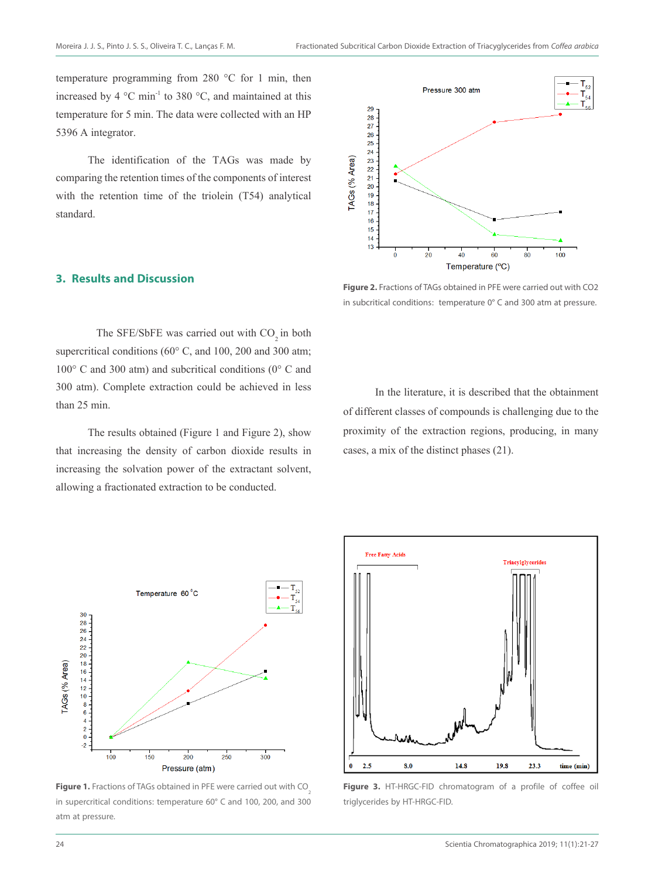temperature programming from 280 °C for 1 min, then increased by 4 °C min$^{-1}$ to 380 °C, and maintained at this temperature for 5 min. The data were collected with an HP 5396 A integrator.

The identification of the TAGs was made by comparing the retention times of the components of interest with the retention time of the triolein (T54) analytical standard.

## 3. Results and Discussion

The SFE/SbFE was carried out with $CO_2$ in both supercritical conditions (60° C, and 100, 200 and 300 atm; 100° C and 300 atm) and subcritical conditions (0° C and 300 atm). Complete extraction could be achieved in less than 25 min.

The results obtained (Figure 1 and Figure 2), show that increasing the density of carbon dioxide results in increasing the solvation power of the extractant solvent, allowing a fractionated extraction to be conducted.

**Figure 2.** Fractions of TAGs obtained in PFE were carried out with CO2 in subcritical conditions: temperature 0° C and 300 atm at pressure.

In the literature, it is described that the obtainment of different classes of compounds is challenging due to the proximity of the extraction regions, producing, in many cases, a mix of the distinct phases (21).

**Figure 1.** Fractions of TAGs obtained in PFE were carried out with $CO_2$ in supercritical conditions: temperature 60° C and 100, 200, and 300 atm at pressure.

**Figure 3.** HT-HRGC-FID chromatogram of a profile of coffee oil triglycerides by HT-HRGC-FID.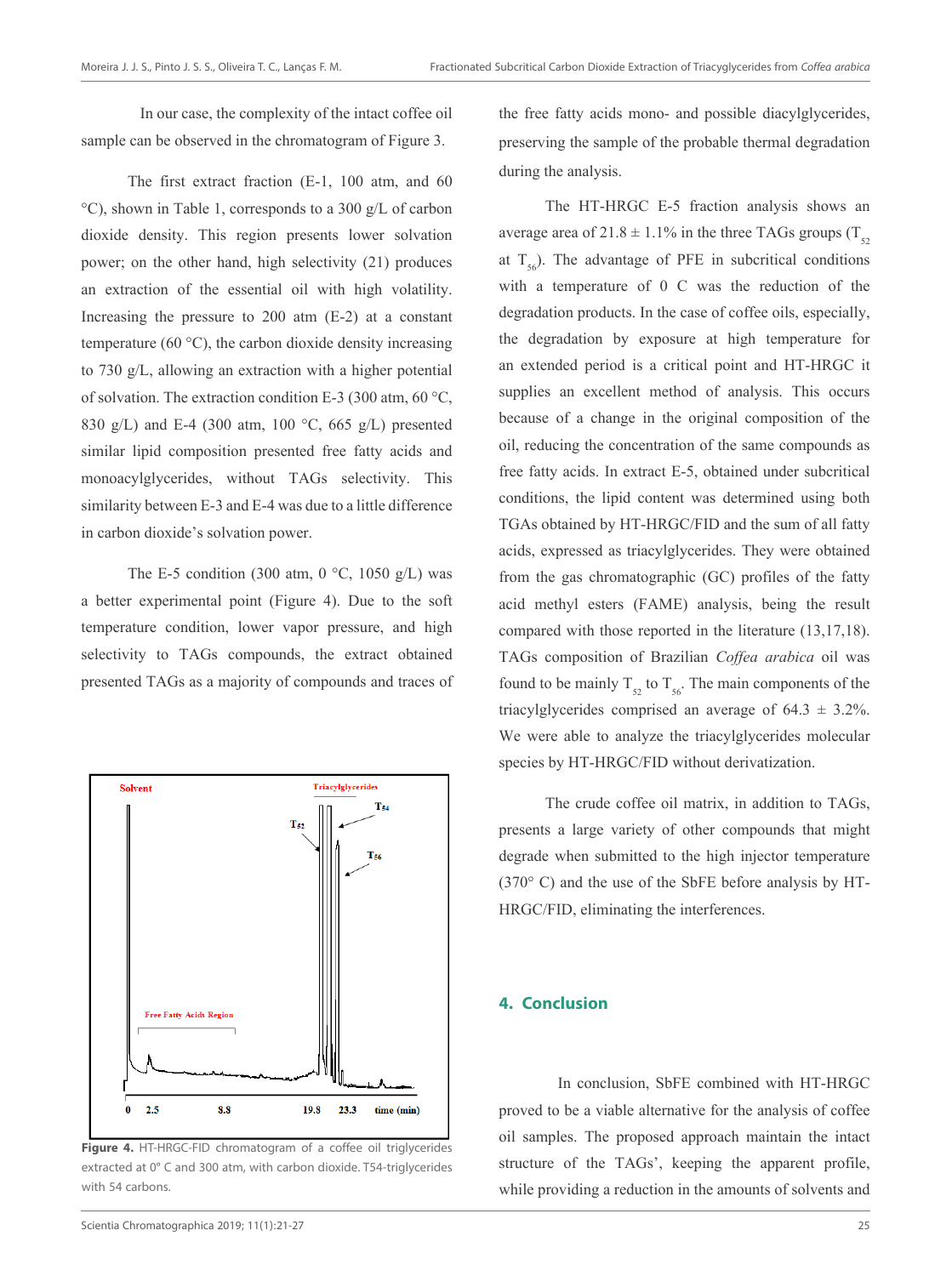In our case, the complexity of the intact coffee oil sample can be observed in the chromatogram of Figure 3.

The first extract fraction (E-1, 100 atm, and 60 °C), shown in Table 1, corresponds to a 300 g/L of carbon dioxide density. This region presents lower solvation power; on the other hand, high selectivity (21) produces an extraction of the essential oil with high volatility. Increasing the pressure to 200 atm (E-2) at a constant temperature (60 °C), the carbon dioxide density increasing to 730 g/L, allowing an extraction with a higher potential of solvation. The extraction condition E-3 (300 atm, 60 °C, 830 g/L) and E-4 (300 atm, 100 °C, 665 g/L) presented similar lipid composition presented free fatty acids and monoacylglycerides, without TAGs selectivity. This similarity between E-3 and E-4 was due to a little difference in carbon dioxide's solvation power.

The E-5 condition (300 atm, 0 °C, 1050 g/L) was a better experimental point (Figure 4). Due to the soft temperature condition, lower vapor pressure, and high selectivity to TAGs compounds, the extract obtained presented TAGs as a majority of compounds and traces of the free fatty acids mono- and possible diacylglycerides, preserving the sample of the probable thermal degradation during the analysis.

Figure 4. HT-HRGC-FID chromatogram of a coffee oil triglycerides extracted at 0° C and 300 atm, with carbon dioxide. T54-triglycerides with 54 carbons.

The HT-HRGC E-5 fraction analysis shows an average area of 21.8 ± 1.1% in the three TAGs groups ($T_{52}$ at $T_{56}$). The advantage of PFE in subcritical conditions with a temperature of 0 C was the reduction of the degradation products. In the case of coffee oils, especially, the degradation by exposure at high temperature for an extended period is a critical point and HT-HRGC it supplies an excellent method of analysis. This occurs because of a change in the original composition of the oil, reducing the concentration of the same compounds as free fatty acids. In extract E-5, obtained under subcritical conditions, the lipid content was determined using both TGAs obtained by HT-HRGC/FID and the sum of all fatty acids, expressed as triacylglycerides. They were obtained from the gas chromatographic (GC) profiles of the fatty acid methyl esters (FAME) analysis, being the result compared with those reported in the literature (13,17,18). TAGs composition of Brazilian *Coffea arabica* oil was found to be mainly $T_{52}$ to $T_{56}$. The main components of the triacylglycerides comprised an average of 64.3 ± 3.2%. We were able to analyze the triacylglycerides molecular species by HT-HRGC/FID without derivatization.

The crude coffee oil matrix, in addition to TAGs, presents a large variety of other compounds that might degrade when submitted to the high injector temperature (370° C) and the use of the SbFE before analysis by HT-HRGC/FID, eliminating the interferences.

## 4. Conclusion

In conclusion, SbFE combined with HT-HRGC proved to be a viable alternative for the analysis of coffee oil samples. The proposed approach maintain the intact structure of the TAGs', keeping the apparent profile, while providing a reduction in the amounts of solvents and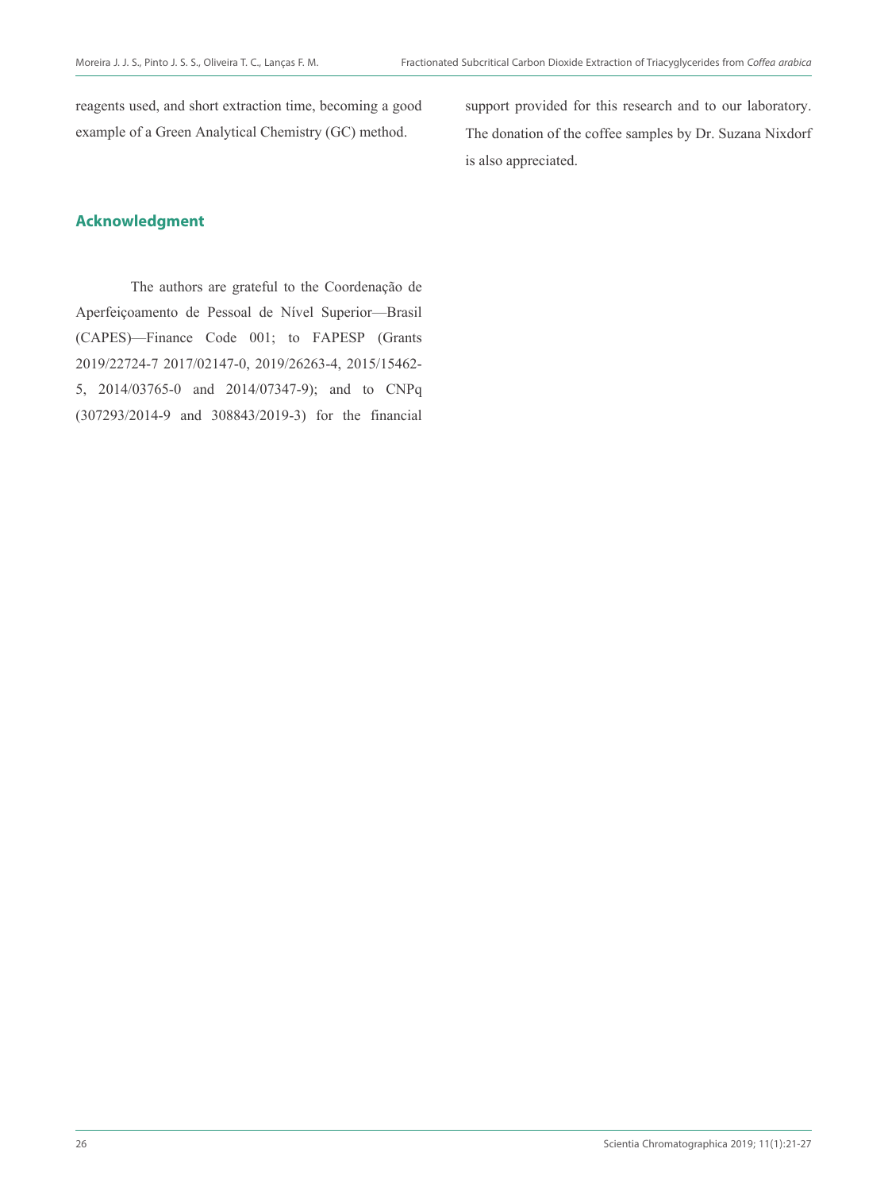reagents used, and short extraction time, becoming a good example of a Green Analytical Chemistry (GC) method.

## Acknowledgment

The authors are grateful to the Coordenação de Aperfeiçoamento de Pessoal de Nível Superior—Brasil (CAPES)—Finance Code 001; to FAPESP (Grants 2019/22724-7 2017/02147-0, 2019/26263-4, 2015/15462-5, 2014/03765-0 and 2014/07347-9); and to CNPq (307293/2014-9 and 308843/2019-3) for the financial support provided for this research and to our laboratory. The donation of the coffee samples by Dr. Suzana Nixdorf is also appreciated.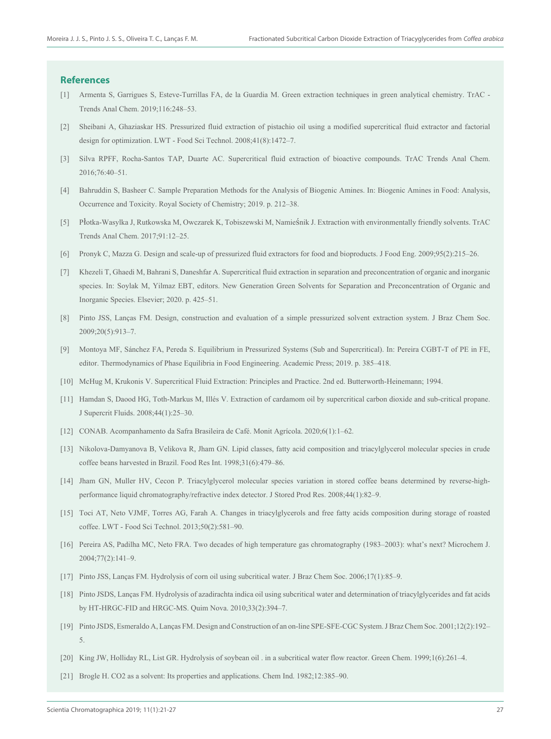## References

[1] Armenta S, Garrigues S, Esteve-Turrillas FA, de la Guardia M. Green extraction techniques in green analytical chemistry. TrAC - Trends Anal Chem. 2019;116:248–53.

[2] Sheibani A, Ghaziaskar HS. Pressurized fluid extraction of pistachio oil using a modified supercritical fluid extractor and factorial design for optimization. LWT - Food Sci Technol. 2008;41(8):1472–7.

[3] Silva RPFF, Rocha-Santos TAP, Duarte AC. Supercritical fluid extraction of bioactive compounds. TrAC Trends Anal Chem. 2016;76:40–51.

[4] Bahruddin S, Basheer C. Sample Preparation Methods for the Analysis of Biogenic Amines. In: Biogenic Amines in Food: Analysis, Occurrence and Toxicity. Royal Society of Chemistry; 2019. p. 212–38.

[5] Płotka-Wasylka J, Rutkowska M, Owczarek K, Tobiszewski M, Namieśnik J. Extraction with environmentally friendly solvents. TrAC Trends Anal Chem. 2017;91:12–25.

[6] Pronyk C, Mazza G. Design and scale-up of pressurized fluid extractors for food and bioproducts. J Food Eng. 2009;95(2):215–26.

[7] Khezeli T, Ghaedi M, Bahrani S, Daneshfar A. Supercritical fluid extraction in separation and preconcentration of organic and inorganic species. In: Soylak M, Yilmaz EBT, editors. New Generation Green Solvents for Separation and Preconcentration of Organic and Inorganic Species. Elsevier; 2020. p. 425–51.

[8] Pinto JSS, Lanças FM. Design, construction and evaluation of a simple pressurized solvent extraction system. J Braz Chem Soc. 2009;20(5):913–7.

[9] Montoya MF, Sánchez FA, Pereda S. Equilibrium in Pressurized Systems (Sub and Supercritical). In: Pereira CGBT-T of PE in FE, editor. Thermodynamics of Phase Equilibria in Food Engineering. Academic Press; 2019. p. 385–418.

[10] McHug M, Krukonis V. Supercritical Fluid Extraction: Principles and Practice. 2nd ed. Butterworth-Heinemann; 1994.

[11] Hamdan S, Daood HG, Toth-Markus M, Illés V. Extraction of cardamom oil by supercritical carbon dioxide and sub-critical propane. J Supercrit Fluids. 2008;44(1):25–30.

[12] CONAB. Acompanhamento da Safra Brasileira de Café. Monit Agrícola. 2020;6(1):1–62.

[13] Nikolova-Damyanova B, Velikova R, Jham GN. Lipid classes, fatty acid composition and triacylglycerol molecular species in crude coffee beans harvested in Brazil. Food Res Int. 1998;31(6):479–86.

[14] Jham GN, Muller HV, Cecon P. Triacylglycerol molecular species variation in stored coffee beans determined by reverse-high-performance liquid chromatography/refractive index detector. J Stored Prod Res. 2008;44(1):82–9.

[15] Toci AT, Neto VJMF, Torres AG, Farah A. Changes in triacylglycerols and free fatty acids composition during storage of roasted coffee. LWT - Food Sci Technol. 2013;50(2):581–90.

[16] Pereira AS, Padilha MC, Neto FRA. Two decades of high temperature gas chromatography (1983–2003): what's next? Microchem J. 2004;77(2):141–9.

[17] Pinto JSS, Lanças FM. Hydrolysis of corn oil using subcritical water. J Braz Chem Soc. 2006;17(1):85–9.

[18] Pinto JSDS, Lanças FM. Hydrolysis of azadirachta indica oil using subcritical water and determination of triacylglycerides and fat acids by HT-HRGC-FID and HRGC-MS. Quim Nova. 2010;33(2):394–7.

[19] Pinto JSDS, Esmeraldo A, Lanças FM. Design and Construction of an on-line SPE-SFE-CGC System. J Braz Chem Soc. 2001;12(2):192–5.

[20] King JW, Holliday RL, List GR. Hydrolysis of soybean oil . in a subcritical water flow reactor. Green Chem. 1999;1(6):261–4.

[21] Brogle H. CO2 as a solvent: Its properties and applications. Chem Ind. 1982;12:385–90.